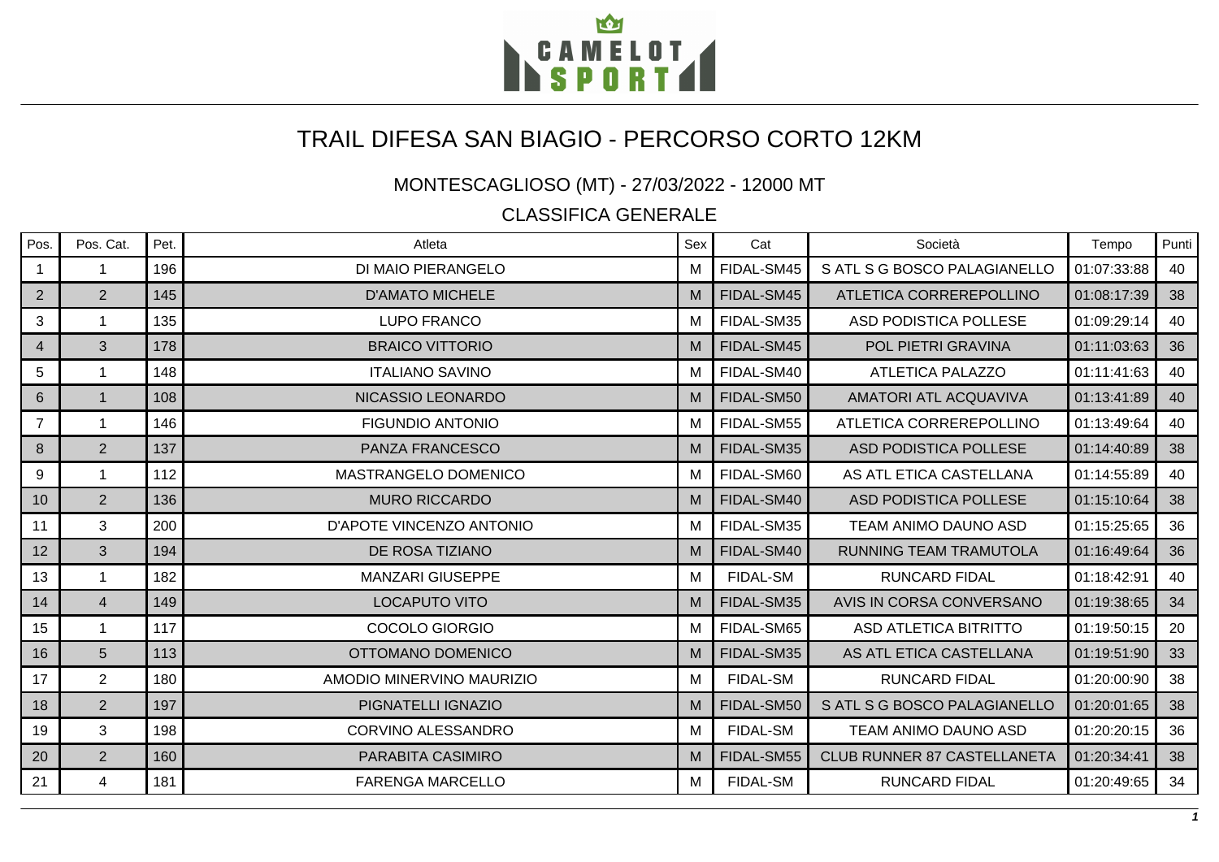# TRAIL DIFESA SAN BIAGIO - PERCORSO CORTO 12KM

## MONTESCAGLIOSO (MT) - 27/03/2022 - 12000 MT

### CLASSIFICA GENERALE

| Pos. | Pos. Cat. | Pet. | Atleta | Sex | Cat | Società | Tempo | Punti |
|---|---|---|---|---|---|---|---|---|
| 1 | 1 | 196 | DI MAIO PIERANGELO | M | FIDAL-SM45 | S ATL S G BOSCO PALAGIANELLO | 01:07:33:88 | 40 |
| 2 | 2 | 145 | D'AMATO MICHELE | M | FIDAL-SM45 | ATLETICA CORREREPOLLINO | 01:08:17:39 | 38 |
| 3 | 1 | 135 | LUPO FRANCO | M | FIDAL-SM35 | ASD PODISTICA POLLESE | 01:09:29:14 | 40 |
| 4 | 3 | 178 | BRAICO VITTORIO | M | FIDAL-SM45 | POL PIETRI GRAVINA | 01:11:03:63 | 36 |
| 5 | 1 | 148 | ITALIANO SAVINO | M | FIDAL-SM40 | ATLETICA PALAZZO | 01:11:41:63 | 40 |
| 6 | 1 | 108 | NICASSIO LEONARDO | M | FIDAL-SM50 | AMATORI ATL ACQUAVIVA | 01:13:41:89 | 40 |
| 7 | 1 | 146 | FIGUNDIO ANTONIO | M | FIDAL-SM55 | ATLETICA CORREREPOLLINO | 01:13:49:64 | 40 |
| 8 | 2 | 137 | PANZA FRANCESCO | M | FIDAL-SM35 | ASD PODISTICA POLLESE | 01:14:40:89 | 38 |
| 9 | 1 | 112 | MASTRANGELO DOMENICO | M | FIDAL-SM60 | AS ATL ETICA CASTELLANA | 01:14:55:89 | 40 |
| 10 | 2 | 136 | MURO RICCARDO | M | FIDAL-SM40 | ASD PODISTICA POLLESE | 01:15:10:64 | 38 |
| 11 | 3 | 200 | D'APOTE VINCENZO ANTONIO | M | FIDAL-SM35 | TEAM ANIMO DAUNO ASD | 01:15:25:65 | 36 |
| 12 | 3 | 194 | DE ROSA TIZIANO | M | FIDAL-SM40 | RUNNING TEAM TRAMUTOLA | 01:16:49:64 | 36 |
| 13 | 1 | 182 | MANZARI GIUSEPPE | M | FIDAL-SM | RUNCARD FIDAL | 01:18:42:91 | 40 |
| 14 | 4 | 149 | LOCAPUTO VITO | M | FIDAL-SM35 | AVIS IN CORSA CONVERSANO | 01:19:38:65 | 34 |
| 15 | 1 | 117 | COCOLO GIORGIO | M | FIDAL-SM65 | ASD ATLETICA BITRITTO | 01:19:50:15 | 20 |
| 16 | 5 | 113 | OTTOMANO DOMENICO | M | FIDAL-SM35 | AS ATL ETICA CASTELLANA | 01:19:51:90 | 33 |
| 17 | 2 | 180 | AMODIO MINERVINO MAURIZIO | M | FIDAL-SM | RUNCARD FIDAL | 01:20:00:90 | 38 |
| 18 | 2 | 197 | PIGNATELLI IGNAZIO | M | FIDAL-SM50 | S ATL S G BOSCO PALAGIANELLO | 01:20:01:65 | 38 |
| 19 | 3 | 198 | CORVINO ALESSANDRO | M | FIDAL-SM | TEAM ANIMO DAUNO ASD | 01:20:20:15 | 36 |
| 20 | 2 | 160 | PARABITA CASIMIRO | M | FIDAL-SM55 | CLUB RUNNER 87 CASTELLANETA | 01:20:34:41 | 38 |
| 21 | 4 | 181 | FARENGA MARCELLO | M | FIDAL-SM | RUNCARD FIDAL | 01:20:49:65 | 34 |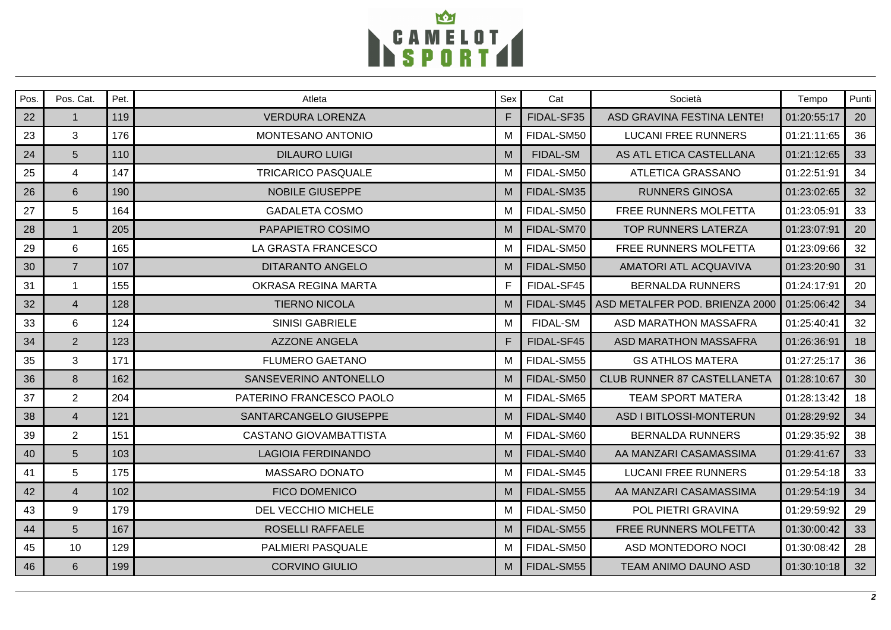| Pos. | Pos. Cat. | Pet. | Atleta | Sex | Cat | Società | Tempo | Punti |
|---|---|---|---|---|---|---|---|---|
| 22 | 1 | 119 | VERDURA LORENZA | F | FIDAL-SF35 | ASD GRAVINA FESTINA LENTE! | 01:20:55:17 | 20 |
| 23 | 3 | 176 | MONTESANO ANTONIO | M | FIDAL-SM50 | LUCANI FREE RUNNERS | 01:21:11:65 | 36 |
| 24 | 5 | 110 | DILAURO LUIGI | M | FIDAL-SM | AS ATL ETICA CASTELLANA | 01:21:12:65 | 33 |
| 25 | 4 | 147 | TRICARICO PASQUALE | M | FIDAL-SM50 | ATLETICA GRASSANO | 01:22:51:91 | 34 |
| 26 | 6 | 190 | NOBILE GIUSEPPE | M | FIDAL-SM35 | RUNNERS GINOSA | 01:23:02:65 | 32 |
| 27 | 5 | 164 | GADALETA COSMO | M | FIDAL-SM50 | FREE RUNNERS MOLFETTA | 01:23:05:91 | 33 |
| 28 | 1 | 205 | PAPAPIETRO COSIMO | M | FIDAL-SM70 | TOP RUNNERS LATERZA | 01:23:07:91 | 20 |
| 29 | 6 | 165 | LA GRASTA FRANCESCO | M | FIDAL-SM50 | FREE RUNNERS MOLFETTA | 01:23:09:66 | 32 |
| 30 | 7 | 107 | DITARANTO ANGELO | M | FIDAL-SM50 | AMATORI ATL ACQUAVIVA | 01:23:20:90 | 31 |
| 31 | 1 | 155 | OKRASA REGINA MARTA | F | FIDAL-SF45 | BERNALDA RUNNERS | 01:24:17:91 | 20 |
| 32 | 4 | 128 | TIERNO NICOLA | M | FIDAL-SM45 | ASD METALFER POD. BRIENZA 2000 | 01:25:06:42 | 34 |
| 33 | 6 | 124 | SINISI GABRIELE | M | FIDAL-SM | ASD MARATHON MASSAFRA | 01:25:40:41 | 32 |
| 34 | 2 | 123 | AZZONE ANGELA | F | FIDAL-SF45 | ASD MARATHON MASSAFRA | 01:26:36:91 | 18 |
| 35 | 3 | 171 | FLUMERO GAETANO | M | FIDAL-SM55 | GS ATHLOS MATERA | 01:27:25:17 | 36 |
| 36 | 8 | 162 | SANSEVERINO ANTONELLO | M | FIDAL-SM50 | CLUB RUNNER 87 CASTELLANETA | 01:28:10:67 | 30 |
| 37 | 2 | 204 | PATERINO FRANCESCO PAOLO | M | FIDAL-SM65 | TEAM SPORT MATERA | 01:28:13:42 | 18 |
| 38 | 4 | 121 | SANTARCANGELO GIUSEPPE | M | FIDAL-SM40 | ASD I BITLOSSI-MONTERUN | 01:28:29:92 | 34 |
| 39 | 2 | 151 | CASTANO GIOVAMBATTISTA | M | FIDAL-SM60 | BERNALDA RUNNERS | 01:29:35:92 | 38 |
| 40 | 5 | 103 | LAGIOIA FERDINANDO | M | FIDAL-SM40 | AA MANZARI CASAMASSIMA | 01:29:41:67 | 33 |
| 41 | 5 | 175 | MASSARO DONATO | M | FIDAL-SM45 | LUCANI FREE RUNNERS | 01:29:54:18 | 33 |
| 42 | 4 | 102 | FICO DOMENICO | M | FIDAL-SM55 | AA MANZARI CASAMASSIMA | 01:29:54:19 | 34 |
| 43 | 9 | 179 | DEL VECCHIO MICHELE | M | FIDAL-SM50 | POL PIETRI GRAVINA | 01:29:59:92 | 29 |
| 44 | 5 | 167 | ROSELLI RAFFAELE | M | FIDAL-SM55 | FREE RUNNERS MOLFETTA | 01:30:00:42 | 33 |
| 45 | 10 | 129 | PALMIERI PASQUALE | M | FIDAL-SM50 | ASD MONTEDORO NOCI | 01:30:08:42 | 28 |
| 46 | 6 | 199 | CORVINO GIULIO | M | FIDAL-SM55 | TEAM ANIMO DAUNO ASD | 01:30:10:18 | 32 |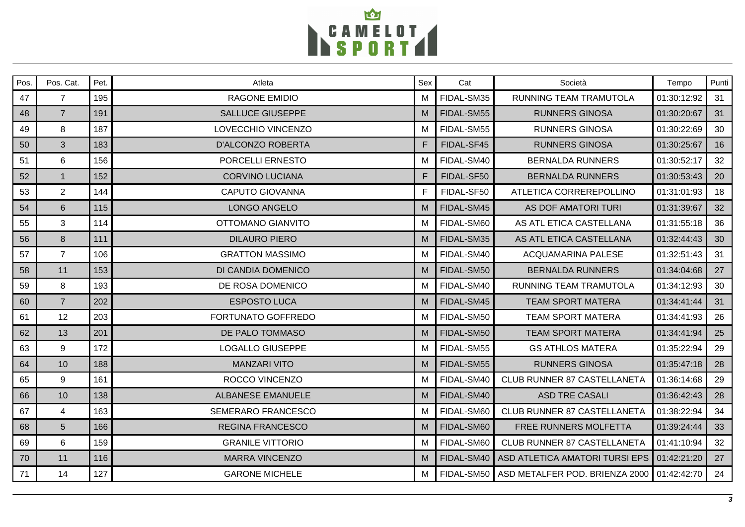| Pos. | Pos. Cat. | Pet. | Atleta | Sex | Cat | Società | Tempo | Punti |
|---|---|---|---|---|---|---|---|---|
| 47 | 7 | 195 | RAGONE EMIDIO | M | FIDAL-SM35 | RUNNING TEAM TRAMUTOLA | 01:30:12:92 | 31 |
| 48 | 7 | 191 | SALLUCE GIUSEPPE | M | FIDAL-SM55 | RUNNERS GINOSA | 01:30:20:67 | 31 |
| 49 | 8 | 187 | LOVECCHIO VINCENZO | M | FIDAL-SM55 | RUNNERS GINOSA | 01:30:22:69 | 30 |
| 50 | 3 | 183 | D'ALCONZO ROBERTA | F | FIDAL-SF45 | RUNNERS GINOSA | 01:30:25:67 | 16 |
| 51 | 6 | 156 | PORCELLI ERNESTO | M | FIDAL-SM40 | BERNALDA RUNNERS | 01:30:52:17 | 32 |
| 52 | 1 | 152 | CORVINO LUCIANA | F | FIDAL-SF50 | BERNALDA RUNNERS | 01:30:53:43 | 20 |
| 53 | 2 | 144 | CAPUTO GIOVANNA | F | FIDAL-SF50 | ATLETICA CORREREPOLLINO | 01:31:01:93 | 18 |
| 54 | 6 | 115 | LONGO ANGELO | M | FIDAL-SM45 | AS DOF AMATORI TURI | 01:31:39:67 | 32 |
| 55 | 3 | 114 | OTTOMANO GIANVITO | M | FIDAL-SM60 | AS ATL ETICA CASTELLANA | 01:31:55:18 | 36 |
| 56 | 8 | 111 | DILAURO PIERO | M | FIDAL-SM35 | AS ATL ETICA CASTELLANA | 01:32:44:43 | 30 |
| 57 | 7 | 106 | GRATTON MASSIMO | M | FIDAL-SM40 | ACQUAMARINA PALESE | 01:32:51:43 | 31 |
| 58 | 11 | 153 | DI CANDIA DOMENICO | M | FIDAL-SM50 | BERNALDA RUNNERS | 01:34:04:68 | 27 |
| 59 | 8 | 193 | DE ROSA DOMENICO | M | FIDAL-SM40 | RUNNING TEAM TRAMUTOLA | 01:34:12:93 | 30 |
| 60 | 7 | 202 | ESPOSTO LUCA | M | FIDAL-SM45 | TEAM SPORT MATERA | 01:34:41:44 | 31 |
| 61 | 12 | 203 | FORTUNATO GOFFREDO | M | FIDAL-SM50 | TEAM SPORT MATERA | 01:34:41:93 | 26 |
| 62 | 13 | 201 | DE PALO TOMMASO | M | FIDAL-SM50 | TEAM SPORT MATERA | 01:34:41:94 | 25 |
| 63 | 9 | 172 | LOGALLO GIUSEPPE | M | FIDAL-SM55 | GS ATHLOS MATERA | 01:35:22:94 | 29 |
| 64 | 10 | 188 | MANZARI VITO | M | FIDAL-SM55 | RUNNERS GINOSA | 01:35:47:18 | 28 |
| 65 | 9 | 161 | ROCCO VINCENZO | M | FIDAL-SM40 | CLUB RUNNER 87 CASTELLANETA | 01:36:14:68 | 29 |
| 66 | 10 | 138 | ALBANESE EMANUELE | M | FIDAL-SM40 | ASD TRE CASALI | 01:36:42:43 | 28 |
| 67 | 4 | 163 | SEMERARO FRANCESCO | M | FIDAL-SM60 | CLUB RUNNER 87 CASTELLANETA | 01:38:22:94 | 34 |
| 68 | 5 | 166 | REGINA FRANCESCO | M | FIDAL-SM60 | FREE RUNNERS MOLFETTA | 01:39:24:44 | 33 |
| 69 | 6 | 159 | GRANILE VITTORIO | M | FIDAL-SM60 | CLUB RUNNER 87 CASTELLANETA | 01:41:10:94 | 32 |
| 70 | 11 | 116 | MARRA VINCENZO | M | FIDAL-SM40 | ASD ATLETICA AMATORI TURSI EPS | 01:42:21:20 | 27 |
| 71 | 14 | 127 | GARONE MICHELE | M | FIDAL-SM50 | ASD METALFER POD. BRIENZA 2000 | 01:42:42:70 | 24 |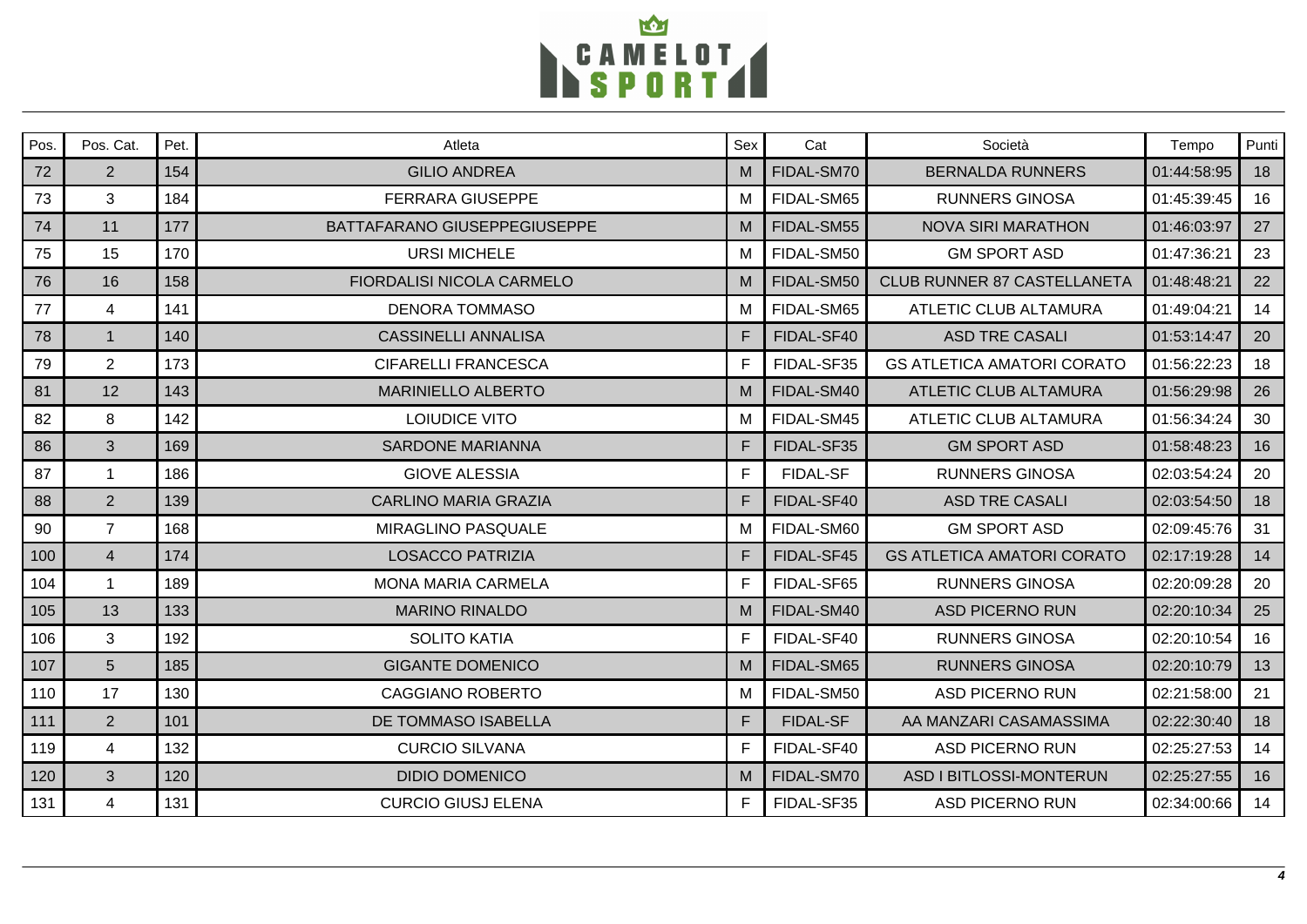| Pos. | Pos. Cat. | Pet. | Atleta | Sex | Cat | Società | Tempo | Punti |
|---|---|---|---|---|---|---|---|---|
| 72 | 2 | 154 | GILIO ANDREA | M | FIDAL-SM70 | BERNALDA RUNNERS | 01:44:58:95 | 18 |
| 73 | 3 | 184 | FERRARA GIUSEPPE | M | FIDAL-SM65 | RUNNERS GINOSA | 01:45:39:45 | 16 |
| 74 | 11 | 177 | BATTAFARANO GIUSEPPEGIUSEPPE | M | FIDAL-SM55 | NOVA SIRI MARATHON | 01:46:03:97 | 27 |
| 75 | 15 | 170 | URSI MICHELE | M | FIDAL-SM50 | GM SPORT ASD | 01:47:36:21 | 23 |
| 76 | 16 | 158 | FIORDALISI NICOLA CARMELO | M | FIDAL-SM50 | CLUB RUNNER 87 CASTELLANETA | 01:48:48:21 | 22 |
| 77 | 4 | 141 | DENORA TOMMASO | M | FIDAL-SM65 | ATLETIC CLUB ALTAMURA | 01:49:04:21 | 14 |
| 78 | 1 | 140 | CASSINELLI ANNALISA | F | FIDAL-SF40 | ASD TRE CASALI | 01:53:14:47 | 20 |
| 79 | 2 | 173 | CIFARELLI FRANCESCA | F | FIDAL-SF35 | GS ATLETICA AMATORI CORATO | 01:56:22:23 | 18 |
| 81 | 12 | 143 | MARINIELLO ALBERTO | M | FIDAL-SM40 | ATLETIC CLUB ALTAMURA | 01:56:29:98 | 26 |
| 82 | 8 | 142 | LOIUDICE VITO | M | FIDAL-SM45 | ATLETIC CLUB ALTAMURA | 01:56:34:24 | 30 |
| 86 | 3 | 169 | SARDONE MARIANNA | F | FIDAL-SF35 | GM SPORT ASD | 01:58:48:23 | 16 |
| 87 | 1 | 186 | GIOVE ALESSIA | F | FIDAL-SF | RUNNERS GINOSA | 02:03:54:24 | 20 |
| 88 | 2 | 139 | CARLINO MARIA GRAZIA | F | FIDAL-SF40 | ASD TRE CASALI | 02:03:54:50 | 18 |
| 90 | 7 | 168 | MIRAGLINO PASQUALE | M | FIDAL-SM60 | GM SPORT ASD | 02:09:45:76 | 31 |
| 100 | 4 | 174 | LOSACCO PATRIZIA | F | FIDAL-SF45 | GS ATLETICA AMATORI CORATO | 02:17:19:28 | 14 |
| 104 | 1 | 189 | MONA MARIA CARMELA | F | FIDAL-SF65 | RUNNERS GINOSA | 02:20:09:28 | 20 |
| 105 | 13 | 133 | MARINO RINALDO | M | FIDAL-SM40 | ASD PICERNO RUN | 02:20:10:34 | 25 |
| 106 | 3 | 192 | SOLITO KATIA | F | FIDAL-SF40 | RUNNERS GINOSA | 02:20:10:54 | 16 |
| 107 | 5 | 185 | GIGANTE DOMENICO | M | FIDAL-SM65 | RUNNERS GINOSA | 02:20:10:79 | 13 |
| 110 | 17 | 130 | CAGGIANO ROBERTO | M | FIDAL-SM50 | ASD PICERNO RUN | 02:21:58:00 | 21 |
| 111 | 2 | 101 | DE TOMMASO ISABELLA | F | FIDAL-SF | AA MANZARI CASAMASSIMA | 02:22:30:40 | 18 |
| 119 | 4 | 132 | CURCIO SILVANA | F | FIDAL-SF40 | ASD PICERNO RUN | 02:25:27:53 | 14 |
| 120 | 3 | 120 | DIDIO DOMENICO | M | FIDAL-SM70 | ASD I BITLOSSI-MONTERUN | 02:25:27:55 | 16 |
| 131 | 4 | 131 | CURCIO GIUSJ ELENA | F | FIDAL-SF35 | ASD PICERNO RUN | 02:34:00:66 | 14 |